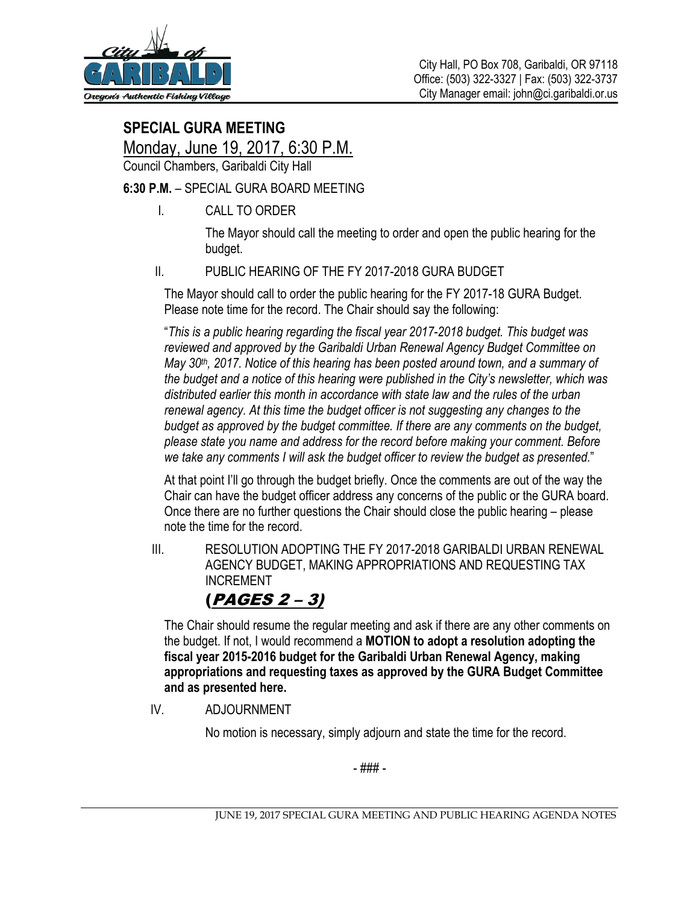City Hall, PO Box 708, Garibaldi, OR 97118
Office: (503) 322-3327 | Fax: (503) 322-3737
City Manager email: john@ci.garibaldi.or.us

## SPECIAL GURA MEETING

Monday, June 19, 2017, 6:30 P.M.

Council Chambers, Garibaldi City Hall

**6:30 P.M.** – SPECIAL GURA BOARD MEETING

I. CALL TO ORDER

The Mayor should call the meeting to order and open the public hearing for the budget.

II. PUBLIC HEARING OF THE FY 2017-2018 GURA BUDGET

The Mayor should call to order the public hearing for the FY 2017-18 GURA Budget. Please note time for the record. The Chair should say the following:

"*This is a public hearing regarding the fiscal year 2017-2018 budget. This budget was reviewed and approved by the Garibaldi Urban Renewal Agency Budget Committee on May 30th, 2017. Notice of this hearing has been posted around town, and a summary of the budget and a notice of this hearing were published in the City's newsletter, which was distributed earlier this month in accordance with state law and the rules of the urban renewal agency. At this time the budget officer is not suggesting any changes to the budget as approved by the budget committee. If there are any comments on the budget, please state you name and address for the record before making your comment. Before we take any comments I will ask the budget officer to review the budget as presented.*"

At that point I'll go through the budget briefly. Once the comments are out of the way the Chair can have the budget officer address any concerns of the public or the GURA board. Once there are no further questions the Chair should close the public hearing – please note the time for the record.

III. RESOLUTION ADOPTING THE FY 2017-2018 GARIBALDI URBAN RENEWAL AGENCY BUDGET, MAKING APPROPRIATIONS AND REQUESTING TAX INCREMENT

**(*PAGES 2 – 3*)**

The Chair should resume the regular meeting and ask if there are any other comments on the budget. If not, I would recommend a **MOTION to adopt a resolution adopting the fiscal year 2015-2016 budget for the Garibaldi Urban Renewal Agency, making appropriations and requesting taxes as approved by the GURA Budget Committee and as presented here.**

IV. ADJOURNMENT

No motion is necessary, simply adjourn and state the time for the record.

- ### -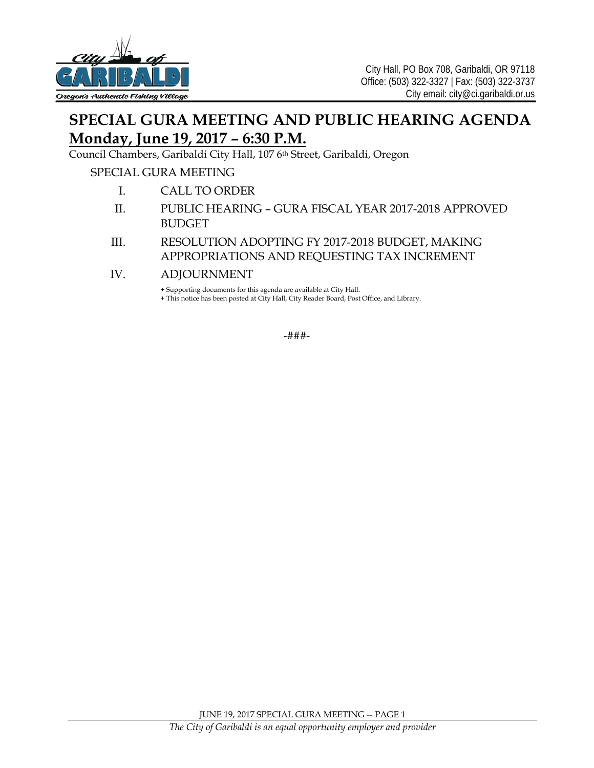City Hall, PO Box 708, Garibaldi, OR 97118
Office: (503) 322-3327 | Fax: (503) 322-3737
City email: city@ci.garibaldi.or.us

# SPECIAL GURA MEETING AND PUBLIC HEARING AGENDA

## Monday, June 19, 2017 – 6:30 P.M.

Council Chambers, Garibaldi City Hall, 107 6th Street, Garibaldi, Oregon

SPECIAL GURA MEETING

I. CALL TO ORDER

II. PUBLIC HEARING – GURA FISCAL YEAR 2017-2018 APPROVED BUDGET

III. RESOLUTION ADOPTING FY 2017-2018 BUDGET, MAKING APPROPRIATIONS AND REQUESTING TAX INCREMENT

IV. ADJOURNMENT

+ Supporting documents for this agenda are available at City Hall.
+ This notice has been posted at City Hall, City Reader Board, Post Office, and Library.

-###-

*The City of Garibaldi is an equal opportunity employer and provider*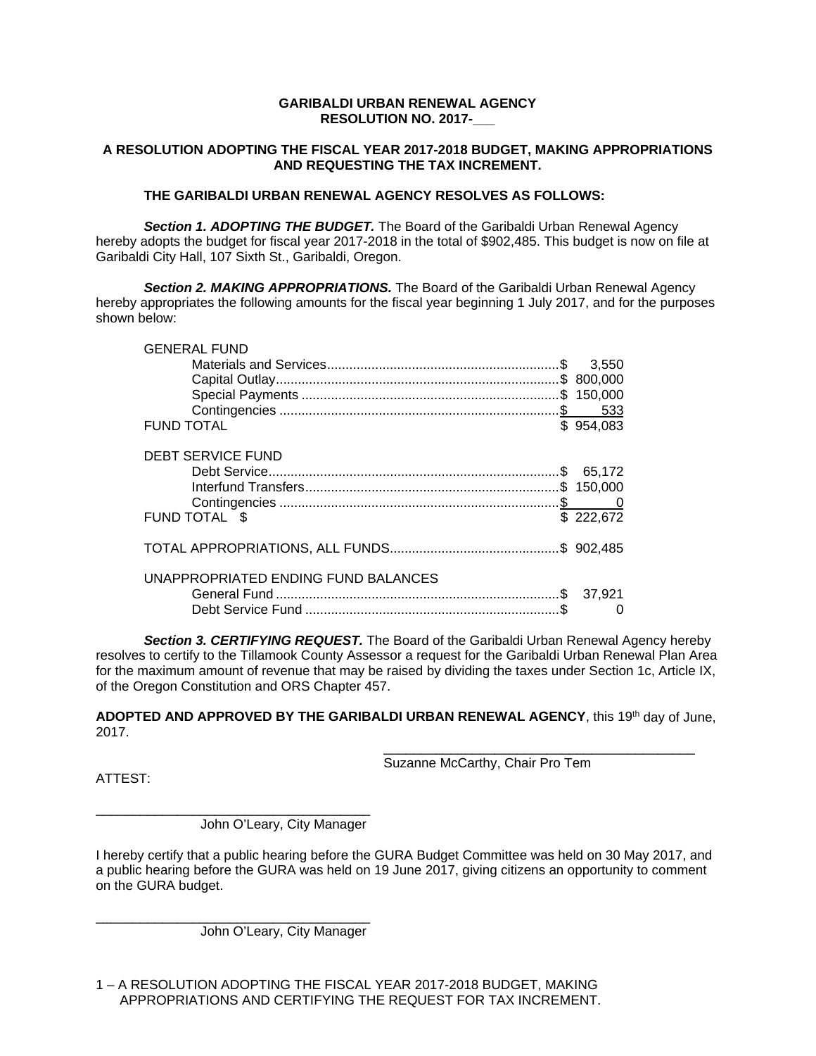**GARIBALDI URBAN RENEWAL AGENCY**
**RESOLUTION NO. 2017-___**

**A RESOLUTION ADOPTING THE FISCAL YEAR 2017-2018 BUDGET, MAKING APPROPRIATIONS AND REQUESTING THE TAX INCREMENT.**

**THE GARIBALDI URBAN RENEWAL AGENCY RESOLVES AS FOLLOWS:**

***Section 1. ADOPTING THE BUDGET.*** The Board of the Garibaldi Urban Renewal Agency hereby adopts the budget for fiscal year 2017-2018 in the total of $902,485. This budget is now on file at Garibaldi City Hall, 107 Sixth St., Garibaldi, Oregon.

***Section 2. MAKING APPROPRIATIONS.*** The Board of the Garibaldi Urban Renewal Agency hereby appropriates the following amounts for the fiscal year beginning 1 July 2017, and for the purposes shown below:

| | |
|---|---|
| GENERAL FUND | |
| Materials and Services | $ 3,550 |
| Capital Outlay | $ 800,000 |
| Special Payments | $ 150,000 |
| Contingencies | $ 533 |
| FUND TOTAL | $ 954,083 |
| | |
| DEBT SERVICE FUND | |
| Debt Service | $ 65,172 |
| Interfund Transfers | $ 150,000 |
| Contingencies | $ 0 |
| FUND TOTAL $ | $ 222,672 |
| | |
| TOTAL APPROPRIATIONS, ALL FUNDS | $ 902,485 |
| | |
| UNAPPROPRIATED ENDING FUND BALANCES | |
| General Fund | $ 37,921 |
| Debt Service Fund | $ 0 |

***Section 3. CERTIFYING REQUEST.*** The Board of the Garibaldi Urban Renewal Agency hereby resolves to certify to the Tillamook County Assessor a request for the Garibaldi Urban Renewal Plan Area for the maximum amount of revenue that may be raised by dividing the taxes under Section 1c, Article IX, of the Oregon Constitution and ORS Chapter 457.

**ADOPTED AND APPROVED BY THE GARIBALDI URBAN RENEWAL AGENCY**, this 19th day of June, 2017.

\_\_\_\_\_\_\_\_\_\_\_\_\_\_\_\_\_\_\_\_\_\_\_\_\_\_\_\_\_\_\_\_\_\_\_\_\_\_\_\_
Suzanne McCarthy, Chair Pro Tem

ATTEST:

\_\_\_\_\_\_\_\_\_\_\_\_\_\_\_\_\_\_\_\_\_\_\_\_\_\_\_\_\_\_\_\_\_\_\_\_\_\_\_\_
John O'Leary, City Manager

I hereby certify that a public hearing before the GURA Budget Committee was held on 30 May 2017, and a public hearing before the GURA was held on 19 June 2017, giving citizens an opportunity to comment on the GURA budget.

\_\_\_\_\_\_\_\_\_\_\_\_\_\_\_\_\_\_\_\_\_\_\_\_\_\_\_\_\_\_\_\_\_\_\_\_\_\_\_\_
John O'Leary, City Manager

1 – A RESOLUTION ADOPTING THE FISCAL YEAR 2017-2018 BUDGET, MAKING APPROPRIATIONS AND CERTIFYING THE REQUEST FOR TAX INCREMENT.